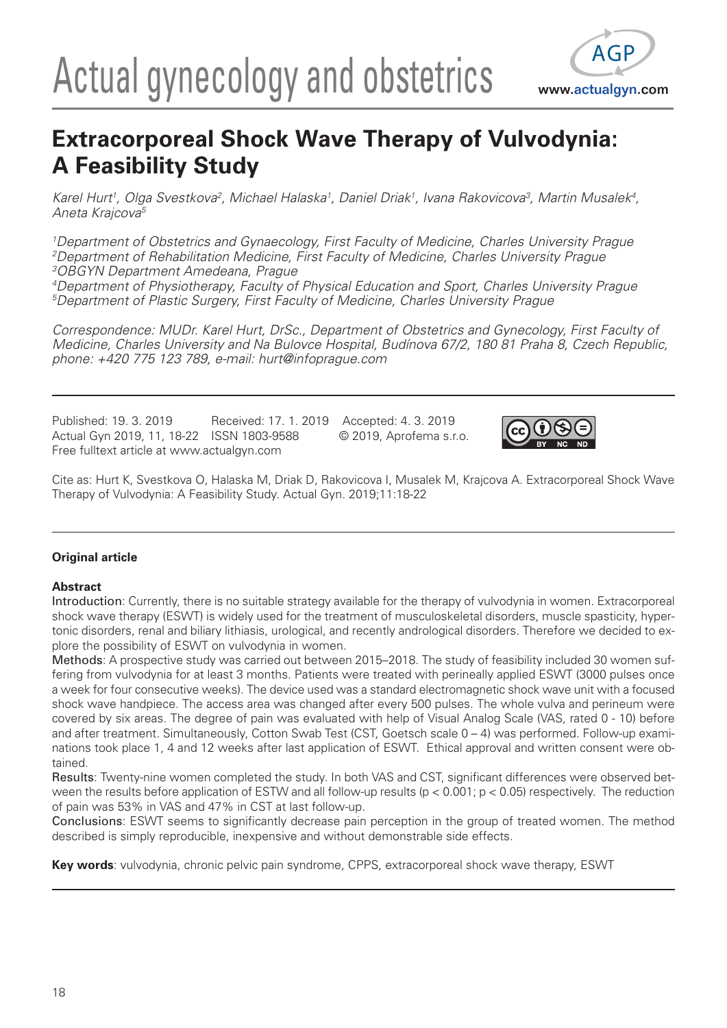# Extracorporeal Shock Wave Therapy of Vulvodynia: A Feasibility Study

*Karel Hurt[1], Olga Svestkova[2], Michael Halaska[1], Daniel Driak[1], Ivana Rakovicova[3], Martin Musalek[4], Aneta Krajcova[5]*

*[1]Department of Obstetrics and Gynaecology, First Faculty of Medicine, Charles University Prague*
*[2]Department of Rehabilitation Medicine, First Faculty of Medicine, Charles University Prague*
*[3]OBGYN Department Amedeana, Prague*
*[4]Department of Physiotherapy, Faculty of Physical Education and Sport, Charles University Prague*
*[5]Department of Plastic Surgery, First Faculty of Medicine, Charles University Prague*

*Correspondence: MUDr. Karel Hurt, DrSc., Department of Obstetrics and Gynecology, First Faculty of Medicine, Charles University and Na Bulovce Hospital, Budínova 67/2, 180 81 Praha 8, Czech Republic, phone: +420 775 123 789, e-mail: hurt@infoprague.com*

Published: 19. 3. 2019 Received: 17. 1. 2019 Accepted: 4. 3. 2019
Actual Gyn 2019, 11, 18-22 ISSN 1803-9588 © 2019, Aprofema s.r.o.
Free fulltext article at www.actualgyn.com

Cite as: Hurt K, Svestkova O, Halaska M, Driak D, Rakovicova I, Musalek M, Krajcova A. Extracorporeal Shock Wave Therapy of Vulvodynia: A Feasibility Study. Actual Gyn. 2019;11:18-22

**Original article**

**Abstract**

Introduction: Currently, there is no suitable strategy available for the therapy of vulvodynia in women. Extracorporeal shock wave therapy (ESWT) is widely used for the treatment of musculoskeletal disorders, muscle spasticity, hypertonic disorders, renal and biliary lithiasis, urological, and recently andrological disorders. Therefore we decided to explore the possibility of ESWT on vulvodynia in women.

Methods: A prospective study was carried out between 2015–2018. The study of feasibility included 30 women suffering from vulvodynia for at least 3 months. Patients were treated with perineally applied ESWT (3000 pulses once a week for four consecutive weeks). The device used was a standard electromagnetic shock wave unit with a focused shock wave handpiece. The access area was changed after every 500 pulses. The whole vulva and perineum were covered by six areas. The degree of pain was evaluated with help of Visual Analog Scale (VAS, rated 0 - 10) before and after treatment. Simultaneously, Cotton Swab Test (CST, Goetsch scale 0 – 4) was performed. Follow-up examinations took place 1, 4 and 12 weeks after last application of ESWT. Ethical approval and written consent were obtained.

Results: Twenty-nine women completed the study. In both VAS and CST, significant differences were observed between the results before application of ESTW and all follow-up results ($p < 0.001$; $p < 0.05$) respectively. The reduction of pain was 53% in VAS and 47% in CST at last follow-up.

Conclusions: ESWT seems to significantly decrease pain perception in the group of treated women. The method described is simply reproducible, inexpensive and without demonstrable side effects.

**Key words**: vulvodynia, chronic pelvic pain syndrome, CPPS, extracorporeal shock wave therapy, ESWT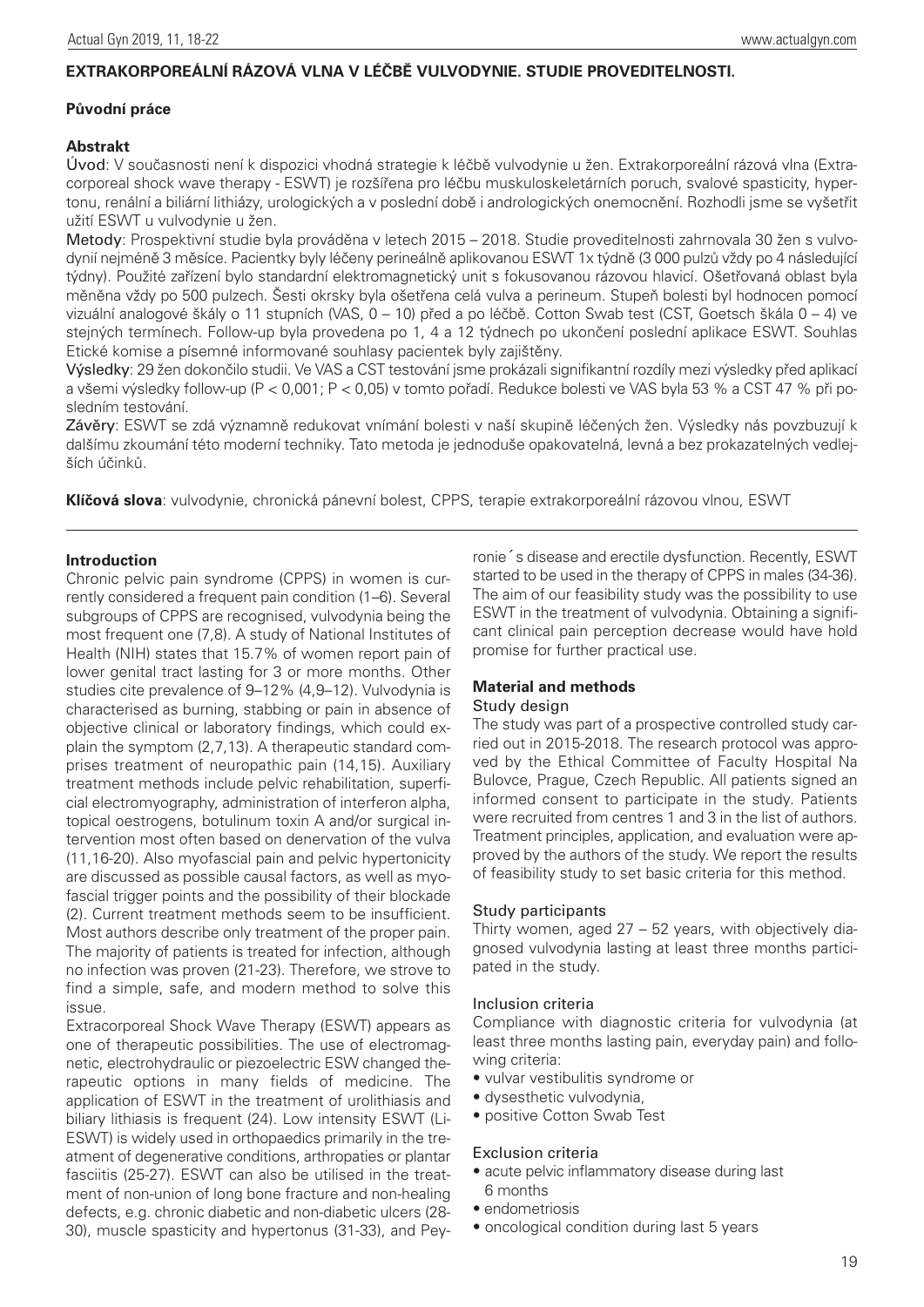## EXTRAKORPOREÁLNÍ RÁZOVÁ VLNA V LÉČBĚ VULVODYNIE. STUDIE PROVEDITELNOSTI.

**Původní práce**

**Abstrakt**

Úvod: V současnosti není k dispozici vhodná strategie k léčbě vulvodynie u žen. Extrakorporeální rázová vlna (Extracorporeal shock wave therapy - ESWT) je rozšířena pro léčbu muskuloskeletárních poruch, svalové spasticity, hypertonu, renální a biliární lithiázy, urologických a v poslední době i andrologických onemocnění. Rozhodli jsme se vyšetřit užití ESWT u vulvodynie u žen.

Metody: Prospektivní studie byla prováděna v letech 2015 – 2018. Studie proveditelnosti zahrnovala 30 žen s vulvodynií nejméně 3 měsíce. Pacientky byly léčeny perineálně aplikovanou ESWT 1x týdně (3 000 pulzů vždy po 4 následující týdny). Použité zařízení bylo standardní elektromagnetický unit s fokusovanou rázovou hlavicí. Ošetřovaná oblast byla měněna vždy po 500 pulzech. Šesti okrsky byla ošetřena celá vulva a perineum. Stupeň bolesti byl hodnocen pomocí vizuální analogové škály o 11 stupních (VAS, 0 – 10) před a po léčbě. Cotton Swab test (CST, Goetsch škála 0 – 4) ve stejných termínech. Follow-up byla provedena po 1, 4 a 12 týdnech po ukončení poslední aplikace ESWT. Souhlas Etické komise a písemné informované souhlasy pacientek byly zajištěny.

Výsledky: 29 žen dokončilo studii. Ve VAS a CST testování jsme prokázali signifikantní rozdíly mezi výsledky před aplikací a všemi výsledky follow-up ($P < 0{,}001$; $P < 0{,}05$) v tomto pořadí. Redukce bolesti ve VAS byla 53 % a CST 47 % při posledním testování.

Závěry: ESWT se zdá významně redukovat vnímání bolesti v naší skupině léčených žen. Výsledky nás povzbuzují k dalšímu zkoumání této moderní techniky. Tato metoda je jednoduše opakovatelná, levná a bez prokazatelných vedlejších účinků.

**Klíčová slova**: vulvodynie, chronická pánevní bolest, CPPS, terapie extrakorporeální rázovou vlnou, ESWT

### Introduction

Chronic pelvic pain syndrome (CPPS) in women is currently considered a frequent pain condition (1–6). Several subgroups of CPPS are recognised, vulvodynia being the most frequent one (7,8). A study of National Institutes of Health (NIH) states that 15.7% of women report pain of lower genital tract lasting for 3 or more months. Other studies cite prevalence of 9–12% (4,9–12). Vulvodynia is characterised as burning, stabbing or pain in absence of objective clinical or laboratory findings, which could explain the symptom (2,7,13). A therapeutic standard comprises treatment of neuropathic pain (14,15). Auxiliary treatment methods include pelvic rehabilitation, superficial electromyography, administration of interferon alpha, topical oestrogens, botulinum toxin A and/or surgical intervention most often based on denervation of the vulva (11,16-20). Also myofascial pain and pelvic hypertonicity are discussed as possible causal factors, as well as myofascial trigger points and the possibility of their blockade (2). Current treatment methods seem to be insufficient. Most authors describe only treatment of the proper pain. The majority of patients is treated for infection, although no infection was proven (21-23). Therefore, we strove to find a simple, safe, and modern method to solve this issue.

Extracorporeal Shock Wave Therapy (ESWT) appears as one of therapeutic possibilities. The use of electromagnetic, electrohydraulic or piezoelectric ESW changed therapeutic options in many fields of medicine. The application of ESWT in the treatment of urolithiasis and biliary lithiasis is frequent (24). Low intensity ESWT (Li-ESWT) is widely used in orthopaedics primarily in the treatment of degenerative conditions, arthropaties or plantar fasciitis (25-27). ESWT can also be utilised in the treatment of non-union of long bone fracture and non-healing defects, e.g. chronic diabetic and non-diabetic ulcers (28-30), muscle spasticity and hypertonus (31-33), and Peyronie´s disease and erectile dysfunction. Recently, ESWT started to be used in the therapy of CPPS in males (34-36). The aim of our feasibility study was the possibility to use ESWT in the treatment of vulvodynia. Obtaining a significant clinical pain perception decrease would have hold promise for further practical use.

### Material and methods

#### Study design

The study was part of a prospective controlled study carried out in 2015-2018. The research protocol was approved by the Ethical Committee of Faculty Hospital Na Bulovce, Prague, Czech Republic. All patients signed an informed consent to participate in the study. Patients were recruited from centres 1 and 3 in the list of authors. Treatment principles, application, and evaluation were approved by the authors of the study. We report the results of feasibility study to set basic criteria for this method.

#### Study participants

Thirty women, aged 27 – 52 years, with objectively diagnosed vulvodynia lasting at least three months participated in the study.

#### Inclusion criteria

Compliance with diagnostic criteria for vulvodynia (at least three months lasting pain, everyday pain) and following criteria:

- vulvar vestibulitis syndrome or
- dysesthetic vulvodynia,
- positive Cotton Swab Test

#### Exclusion criteria

- acute pelvic inflammatory disease during last 6 months
- endometriosis
- oncological condition during last 5 years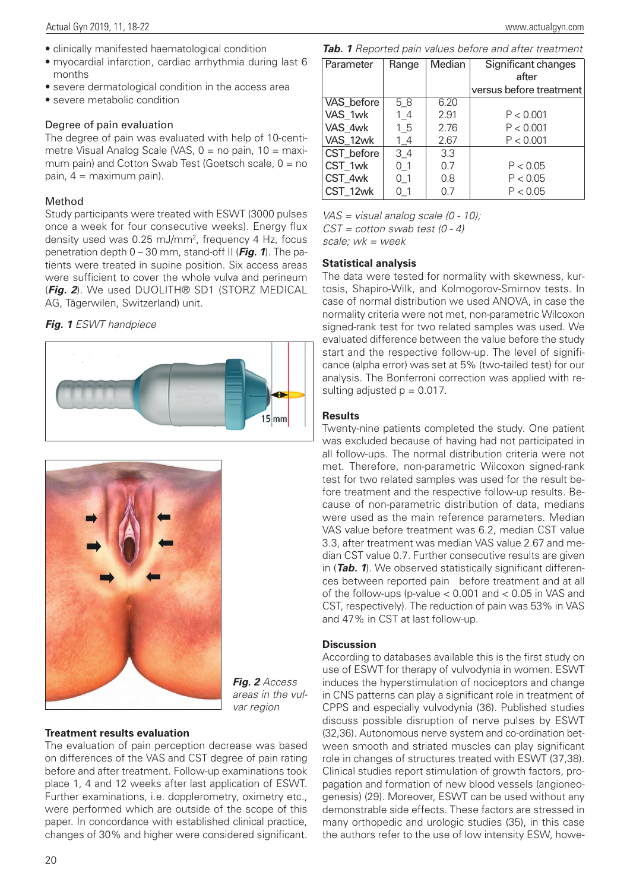- clinically manifested haematological condition
- myocardial infarction, cardiac arrhythmia during last 6 months
- severe dermatological condition in the access area
- severe metabolic condition

### Degree of pain evaluation

The degree of pain was evaluated with help of 10-centimetre Visual Analog Scale (VAS, 0 = no pain, 10 = maximum pain) and Cotton Swab Test (Goetsch scale, 0 = no pain, 4 = maximum pain).

### Method

Study participants were treated with ESWT (3000 pulses once a week for four consecutive weeks). Energy flux density used was 0.25 mJ/mm$^2$, frequency 4 Hz, focus penetration depth 0 – 30 mm, stand-off II (***Fig. 1***). The patients were treated in supine position. Six access areas were sufficient to cover the whole vulva and perineum (***Fig. 2***). We used DUOLITH® SD1 (STORZ MEDICAL AG, Tägerwilen, Switzerland) unit.

***Fig. 1*** *ESWT handpiece*

***Fig. 2*** *Access areas in the vulvar region*

### Treatment results evaluation

The evaluation of pain perception decrease was based on differences of the VAS and CST degree of pain rating before and after treatment. Follow-up examinations took place 1, 4 and 12 weeks after last application of ESWT. Further examinations, i.e. dopplerometry, oximetry etc., were performed which are outside of the scope of this paper. In concordance with established clinical practice, changes of 30% and higher were considered significant.

***Tab. 1*** *Reported pain values before and after treatment*

| Parameter | Range | Median | Significant changes after versus before treatment |
|---|---|---|---|
| VAS_before | 5_8 | 6.20 | |
| VAS_1wk | 1_4 | 2.91 | P < 0.001 |
| VAS_4wk | 1_5 | 2.76 | P < 0.001 |
| VAS_12wk | 1_4 | 2.67 | P < 0.001 |
| CST_before | 3_4 | 3.3 | |
| CST_1wk | 0_1 | 0.7 | P < 0.05 |
| CST_4wk | 0_1 | 0.8 | P < 0.05 |
| CST_12wk | 0_1 | 0.7 | P < 0.05 |

*VAS = visual analog scale (0 - 10); CST = cotton swab test (0 - 4) scale; wk = week*

### Statistical analysis

The data were tested for normality with skewness, kurtosis, Shapiro-Wilk, and Kolmogorov-Smirnov tests. In case of normal distribution we used ANOVA, in case the normality criteria were not met, non-parametric Wilcoxon signed-rank test for two related samples was used. We evaluated difference between the value before the study start and the respective follow-up. The level of significance (alpha error) was set at 5% (two-tailed test) for our analysis. The Bonferroni correction was applied with resulting adjusted p = 0.017.

### Results

Twenty-nine patients completed the study. One patient was excluded because of having had not participated in all follow-ups. The normal distribution criteria were not met. Therefore, non-parametric Wilcoxon signed-rank test for two related samples was used for the result before treatment and the respective follow-up results. Because of non-parametric distribution of data, medians were used as the main reference parameters. Median VAS value before treatment was 6.2, median CST value 3.3, after treatment was median VAS value 2.67 and median CST value 0.7. Further consecutive results are given in (***Tab. 1***). We observed statistically significant differences between reported pain before treatment and at all of the follow-ups (p-value < 0.001 and < 0.05 in VAS and CST, respectively). The reduction of pain was 53% in VAS and 47% in CST at last follow-up.

### Discussion

According to databases available this is the first study on use of ESWT for therapy of vulvodynia in women. ESWT induces the hyperstimulation of nociceptors and change in CNS patterns can play a significant role in treatment of CPPS and especially vulvodynia (36). Published studies discuss possible disruption of nerve pulses by ESWT (32,36). Autonomous nerve system and co-ordination between smooth and striated muscles can play significant role in changes of structures treated with ESWT (37,38). Clinical studies report stimulation of growth factors, propagation and formation of new blood vessels (angioneogenesis) (29). Moreover, ESWT can be used without any demonstrable side effects. These factors are stressed in many orthopedic and urologic studies (35), in this case the authors refer to the use of low intensity ESW, howe-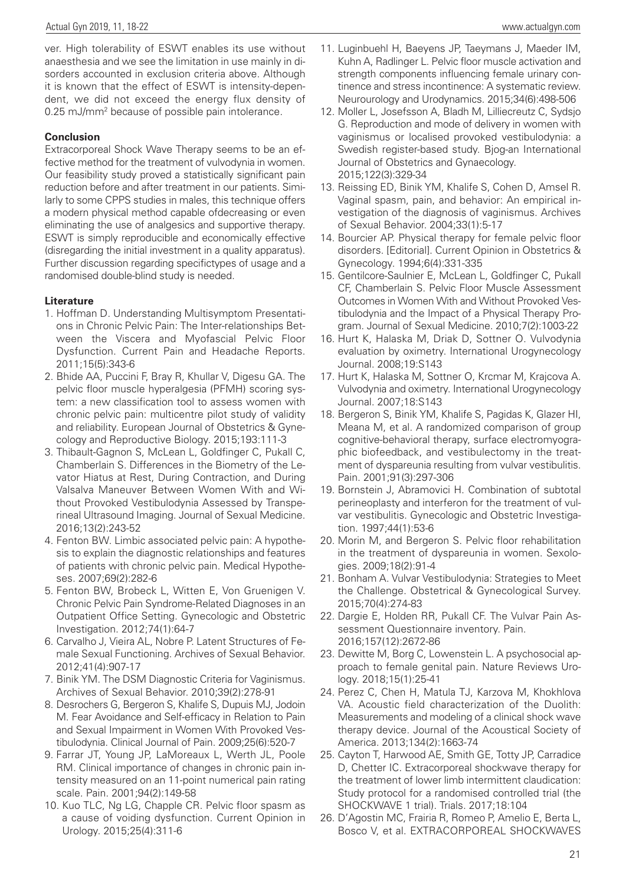ver. High tolerability of ESWT enables its use without anaesthesia and we see the limitation in use mainly in disorders accounted in exclusion criteria above. Although it is known that the effect of ESWT is intensity-dependent, we did not exceed the energy flux density of 0.25 mJ/mm$^2$ because of possible pain intolerance.

## Conclusion

Extracorporeal Shock Wave Therapy seems to be an effective method for the treatment of vulvodynia in women. Our feasibility study proved a statistically significant pain reduction before and after treatment in our patients. Similarly to some CPPS studies in males, this technique offers a modern physical method capable ofdecreasing or even eliminating the use of analgesics and supportive therapy. ESWT is simply reproducible and economically effective (disregarding the initial investment in a quality apparatus). Further discussion regarding specifictypes of usage and a randomised double-blind study is needed.

## Literature

1. Hoffman D. Understanding Multisymptom Presentations in Chronic Pelvic Pain: The Inter-relationships Between the Viscera and Myofascial Pelvic Floor Dysfunction. Current Pain and Headache Reports. 2011;15(5):343-6
2. Bhide AA, Puccini F, Bray R, Khullar V, Digesu GA. The pelvic floor muscle hyperalgesia (PFMH) scoring system: a new classification tool to assess women with chronic pelvic pain: multicentre pilot study of validity and reliability. European Journal of Obstetrics & Gynecology and Reproductive Biology. 2015;193:111-3
3. Thibault-Gagnon S, McLean L, Goldfinger C, Pukall C, Chamberlain S. Differences in the Biometry of the Levator Hiatus at Rest, During Contraction, and During Valsalva Maneuver Between Women With and Without Provoked Vestibulodynia Assessed by Transperineal Ultrasound Imaging. Journal of Sexual Medicine. 2016;13(2):243-52
4. Fenton BW. Limbic associated pelvic pain: A hypothesis to explain the diagnostic relationships and features of patients with chronic pelvic pain. Medical Hypotheses. 2007;69(2):282-6
5. Fenton BW, Brobeck L, Witten E, Von Gruenigen V. Chronic Pelvic Pain Syndrome-Related Diagnoses in an Outpatient Office Setting. Gynecologic and Obstetric Investigation. 2012;74(1):64-7
6. Carvalho J, Vieira AL, Nobre P. Latent Structures of Female Sexual Functioning. Archives of Sexual Behavior. 2012;41(4):907-17
7. Binik YM. The DSM Diagnostic Criteria for Vaginismus. Archives of Sexual Behavior. 2010;39(2):278-91
8. Desrochers G, Bergeron S, Khalife S, Dupuis MJ, Jodoin M. Fear Avoidance and Self-efficacy in Relation to Pain and Sexual Impairment in Women With Provoked Vestibulodynia. Clinical Journal of Pain. 2009;25(6):520-7
9. Farrar JT, Young JP, LaMoreaux L, Werth JL, Poole RM. Clinical importance of changes in chronic pain intensity measured on an 11-point numerical pain rating scale. Pain. 2001;94(2):149-58
10. Kuo TLC, Ng LG, Chapple CR. Pelvic floor spasm as a cause of voiding dysfunction. Current Opinion in Urology. 2015;25(4):311-6
11. Luginbuehl H, Baeyens JP, Taeymans J, Maeder IM, Kuhn A, Radlinger L. Pelvic floor muscle activation and strength components influencing female urinary continence and stress incontinence: A systematic review. Neurourology and Urodynamics. 2015;34(6):498-506
12. Moller L, Josefsson A, Bladh M, Lilliecreutz C, Sydsjo G. Reproduction and mode of delivery in women with vaginismus or localised provoked vestibulodynia: a Swedish register-based study. Bjog-an International Journal of Obstetrics and Gynaecology. 2015;122(3):329-34
13. Reissing ED, Binik YM, Khalife S, Cohen D, Amsel R. Vaginal spasm, pain, and behavior: An empirical investigation of the diagnosis of vaginismus. Archives of Sexual Behavior. 2004;33(1):5-17
14. Bourcier AP. Physical therapy for female pelvic floor disorders. [Editorial]. Current Opinion in Obstetrics & Gynecology. 1994;6(4):331-335
15. Gentilcore-Saulnier E, McLean L, Goldfinger C, Pukall CF, Chamberlain S. Pelvic Floor Muscle Assessment Outcomes in Women With and Without Provoked Vestibulodynia and the Impact of a Physical Therapy Program. Journal of Sexual Medicine. 2010;7(2):1003-22
16. Hurt K, Halaska M, Driak D, Sottner O. Vulvodynia evaluation by oximetry. International Urogynecology Journal. 2008;19:S143
17. Hurt K, Halaska M, Sottner O, Krcmar M, Krajcova A. Vulvodynia and oximetry. International Urogynecology Journal. 2007;18:S143
18. Bergeron S, Binik YM, Khalife S, Pagidas K, Glazer HI, Meana M, et al. A randomized comparison of group cognitive-behavioral therapy, surface electromyographic biofeedback, and vestibulectomy in the treatment of dyspareunia resulting from vulvar vestibulitis. Pain. 2001;91(3):297-306
19. Bornstein J, Abramovici H. Combination of subtotal perineoplasty and interferon for the treatment of vulvar vestibulitis. Gynecologic and Obstetric Investigation. 1997;44(1):53-6
20. Morin M, and Bergeron S. Pelvic floor rehabilitation in the treatment of dyspareunia in women. Sexologies. 2009;18(2):91-4
21. Bonham A. Vulvar Vestibulodynia: Strategies to Meet the Challenge. Obstetrical & Gynecological Survey. 2015;70(4):274-83
22. Dargie E, Holden RR, Pukall CF. The Vulvar Pain Assessment Questionnaire inventory. Pain. 2016;157(12):2672-86
23. Dewitte M, Borg C, Lowenstein L. A psychosocial approach to female genital pain. Nature Reviews Urology. 2018;15(1):25-41
24. Perez C, Chen H, Matula TJ, Karzova M, Khokhlova VA. Acoustic field characterization of the Duolith: Measurements and modeling of a clinical shock wave therapy device. Journal of the Acoustical Society of America. 2013;134(2):1663-74
25. Cayton T, Harwood AE, Smith GE, Totty JP, Carradice D, Chetter IC. Extracorporeal shockwave therapy for the treatment of lower limb intermittent claudication: Study protocol for a randomised controlled trial (the SHOCKWAVE 1 trial). Trials. 2017;18:104
26. D'Agostin MC, Frairia R, Romeo P, Amelio E, Berta L, Bosco V, et al. EXTRACORPOREAL SHOCKWAVES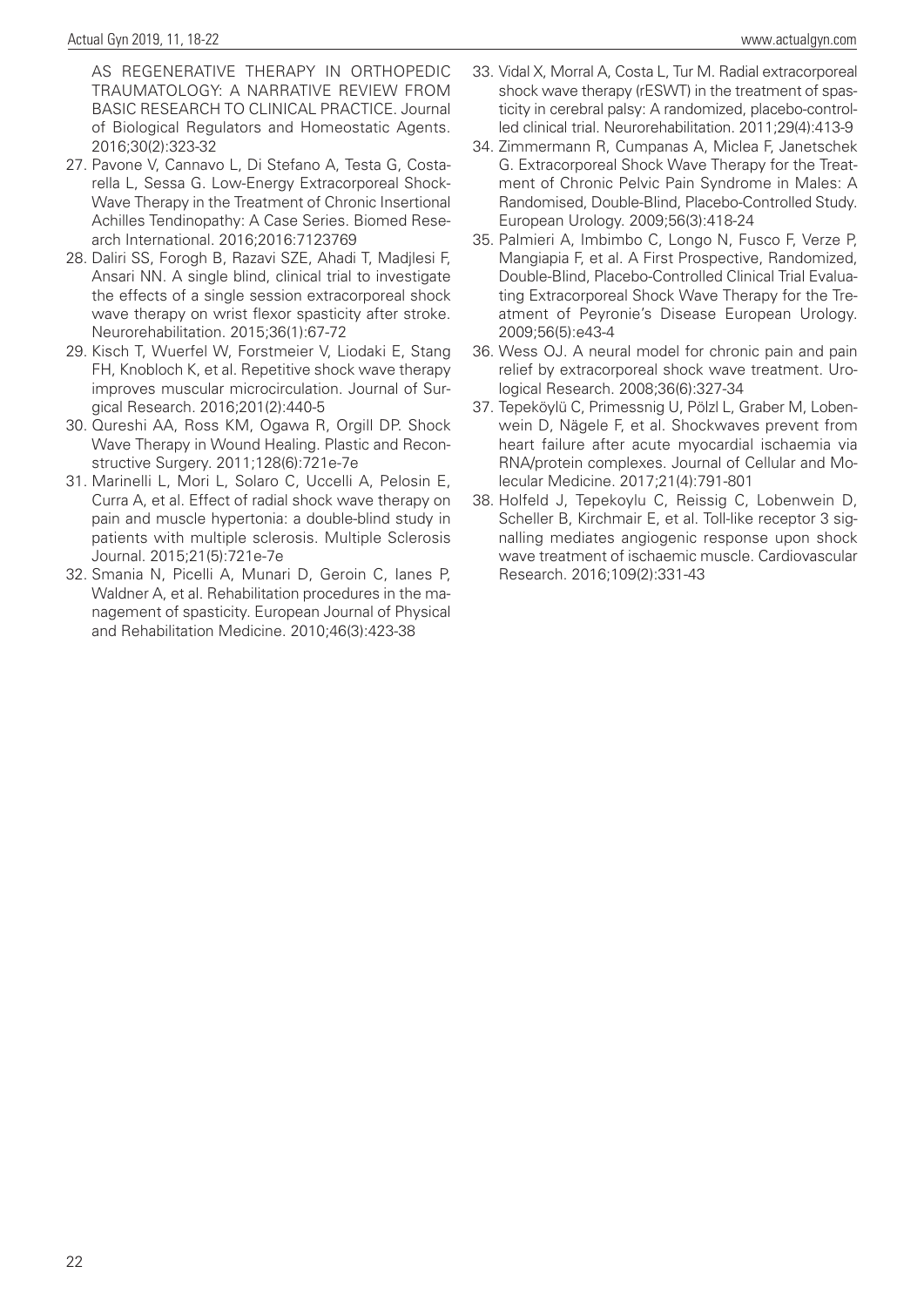AS REGENERATIVE THERAPY IN ORTHOPEDIC TRAUMATOLOGY: A NARRATIVE REVIEW FROM BASIC RESEARCH TO CLINICAL PRACTICE. Journal of Biological Regulators and Homeostatic Agents. 2016;30(2):323-32

27. Pavone V, Cannavo L, Di Stefano A, Testa G, Costarella L, Sessa G. Low-Energy Extracorporeal Shock-Wave Therapy in the Treatment of Chronic Insertional Achilles Tendinopathy: A Case Series. Biomed Research International. 2016;2016:7123769
28. Daliri SS, Forogh B, Razavi SZE, Ahadi T, Madjlesi F, Ansari NN. A single blind, clinical trial to investigate the effects of a single session extracorporeal shock wave therapy on wrist flexor spasticity after stroke. Neurorehabilitation. 2015;36(1):67-72
29. Kisch T, Wuerfel W, Forstmeier V, Liodaki E, Stang FH, Knobloch K, et al. Repetitive shock wave therapy improves muscular microcirculation. Journal of Surgical Research. 2016;201(2):440-5
30. Qureshi AA, Ross KM, Ogawa R, Orgill DP. Shock Wave Therapy in Wound Healing. Plastic and Reconstructive Surgery. 2011;128(6):721e-7e
31. Marinelli L, Mori L, Solaro C, Uccelli A, Pelosin E, Curra A, et al. Effect of radial shock wave therapy on pain and muscle hypertonia: a double-blind study in patients with multiple sclerosis. Multiple Sclerosis Journal. 2015;21(5):721e-7e
32. Smania N, Picelli A, Munari D, Geroin C, Ianes P, Waldner A, et al. Rehabilitation procedures in the management of spasticity. European Journal of Physical and Rehabilitation Medicine. 2010;46(3):423-38
33. Vidal X, Morral A, Costa L, Tur M. Radial extracorporeal shock wave therapy (rESWT) in the treatment of spasticity in cerebral palsy: A randomized, placebo-controlled clinical trial. Neurorehabilitation. 2011;29(4):413-9
34. Zimmermann R, Cumpanas A, Miclea F, Janetschek G. Extracorporeal Shock Wave Therapy for the Treatment of Chronic Pelvic Pain Syndrome in Males: A Randomised, Double-Blind, Placebo-Controlled Study. European Urology. 2009;56(3):418-24
35. Palmieri A, Imbimbo C, Longo N, Fusco F, Verze P, Mangiapia F, et al. A First Prospective, Randomized, Double-Blind, Placebo-Controlled Clinical Trial Evaluating Extracorporeal Shock Wave Therapy for the Treatment of Peyronie's Disease European Urology. 2009;56(5):e43-4
36. Wess OJ. A neural model for chronic pain and pain relief by extracorporeal shock wave treatment. Urological Research. 2008;36(6):327-34
37. Tepeköylü C, Primessnig U, Pölzl L, Graber M, Lobenwein D, Nägele F, et al. Shockwaves prevent from heart failure after acute myocardial ischaemia via RNA/protein complexes. Journal of Cellular and Molecular Medicine. 2017;21(4):791-801
38. Holfeld J, Tepekoylu C, Reissig C, Lobenwein D, Scheller B, Kirchmair E, et al. Toll-like receptor 3 signalling mediates angiogenic response upon shock wave treatment of ischaemic muscle. Cardiovascular Research. 2016;109(2):331-43